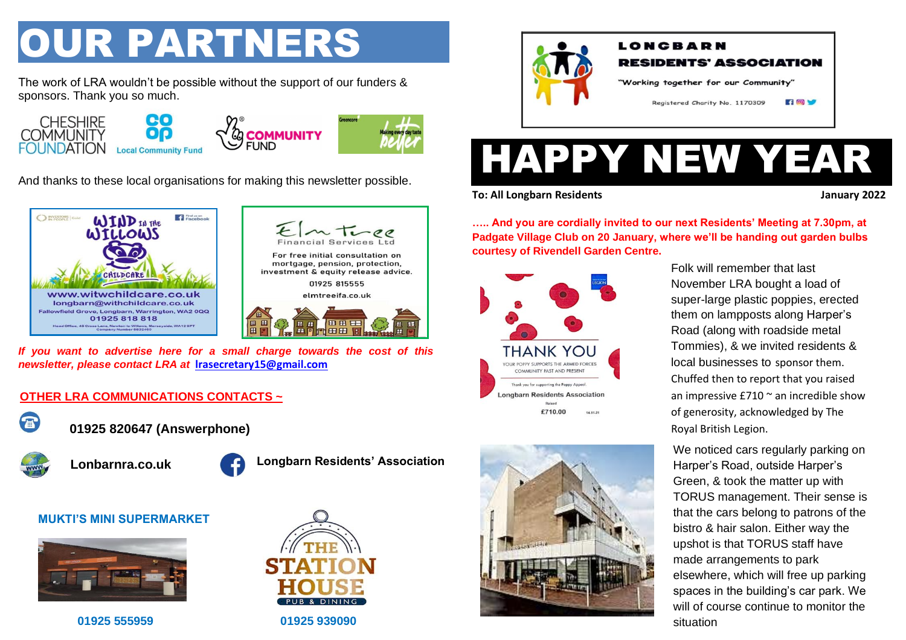# OUR PARTNERS

The work of LRA wouldn't be possible without the support of our funders & sponsors. Thank you so much.

And thanks to these local organisations for making this newsletter possible.

*If you want to advertise here for a small charge towards the cost of this newsletter, please contact LRA at* **lrasecretary15@gmail.com**

## OTHER LRA COMMUNICATIONS CONTACTS ~

**01925 820647 (Answerphone)**

**Lonbarnra.co.uk**

**Longbarn Residents' Association**

**MUKTI'S MINI SUPERMARKET**

**01925 555959**

**01925 939090**

LONGBARN RESIDENTS' ASSOCIATION

"Working together for our Community"

Registered Charity No. 1170309

# HAPPY NEW YEAR

**To: All Longbarn Residents** **January 2022**

**….. And you are cordially invited to our next Residents' Meeting at 7.30pm, at Padgate Village Club on 20 January, where we'll be handing out garden bulbs courtesy of Rivendell Garden Centre.**

Folk will remember that last November LRA bought a load of super-large plastic poppies, erected them on lampposts along Harper's Road (along with roadside metal Tommies), & we invited residents & local businesses to sponsor them. Chuffed then to report that you raised an impressive £710 ~ an incredible show of generosity, acknowledged by The Royal British Legion.

We noticed cars regularly parking on Harper's Road, outside Harper's Green, & took the matter up with TORUS management. Their sense is that the cars belong to patrons of the bistro & hair salon. Either way the upshot is that TORUS staff have made arrangements to park elsewhere, which will free up parking spaces in the building's car park. We will of course continue to monitor the situation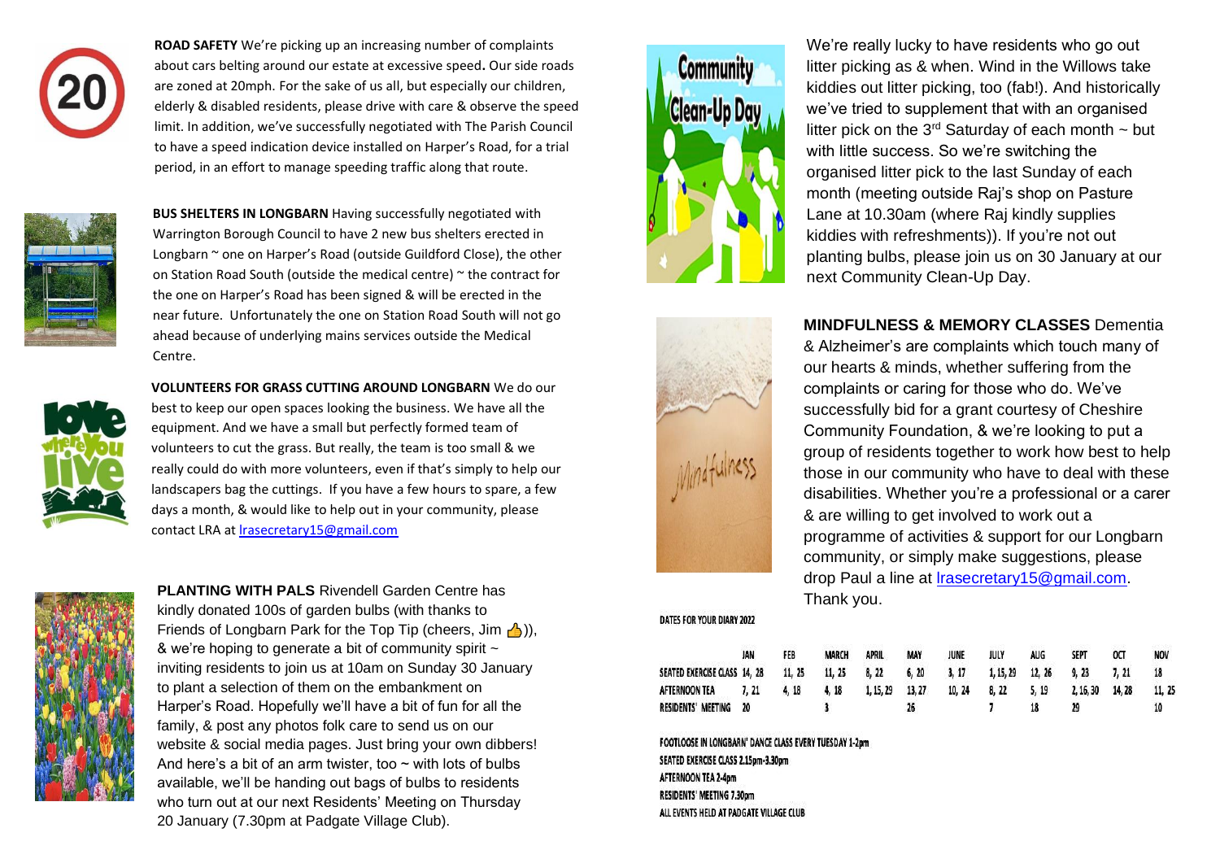**ROAD SAFETY** We're picking up an increasing number of complaints about cars belting around our estate at excessive speed. Our side roads are zoned at 20mph. For the sake of us all, but especially our children, elderly & disabled residents, please drive with care & observe the speed limit. In addition, we've successfully negotiated with The Parish Council to have a speed indication device installed on Harper's Road, for a trial period, in an effort to manage speeding traffic along that route.

**BUS SHELTERS IN LONGBARN** Having successfully negotiated with Warrington Borough Council to have 2 new bus shelters erected in Longbarn ~ one on Harper's Road (outside Guildford Close), the other on Station Road South (outside the medical centre) ~ the contract for the one on Harper's Road has been signed & will be erected in the near future. Unfortunately the one on Station Road South will not go ahead because of underlying mains services outside the Medical Centre.

**VOLUNTEERS FOR GRASS CUTTING AROUND LONGBARN** We do our best to keep our open spaces looking the business. We have all the equipment. And we have a small but perfectly formed team of volunteers to cut the grass. But really, the team is too small & we really could do with more volunteers, even if that's simply to help our landscapers bag the cuttings. If you have a few hours to spare, a few days a month, & would like to help out in your community, please contact LRA at lrasecretary15@gmail.com

**PLANTING WITH PALS** Rivendell Garden Centre has kindly donated 100s of garden bulbs (with thanks to Friends of Longbarn Park for the Top Tip (cheers, Jim 👍)), & we're hoping to generate a bit of community spirit ~ inviting residents to join us at 10am on Sunday 30 January to plant a selection of them on the embankment on Harper's Road. Hopefully we'll have a bit of fun for all the family, & post any photos folk care to send us on our website & social media pages. Just bring your own dibbers! And here's a bit of an arm twister, too ~ with lots of bulbs available, we'll be handing out bags of bulbs to residents who turn out at our next Residents' Meeting on Thursday 20 January (7.30pm at Padgate Village Club).

We're really lucky to have residents who go out litter picking as & when. Wind in the Willows take kiddies out litter picking, too (fab!). And historically we've tried to supplement that with an organised litter pick on the 3rd Saturday of each month ~ but with little success. So we're switching the organised litter pick to the last Sunday of each month (meeting outside Raj's shop on Pasture Lane at 10.30am (where Raj kindly supplies kiddies with refreshments)). If you're not out planting bulbs, please join us on 30 January at our next Community Clean-Up Day.

**MINDFULNESS & MEMORY CLASSES** Dementia & Alzheimer's are complaints which touch many of our hearts & minds, whether suffering from the complaints or caring for those who do. We've successfully bid for a grant courtesy of Cheshire Community Foundation, & we're looking to put a group of residents together to work how best to help those in our community who have to deal with these disabilities. Whether you're a professional or a carer & are willing to get involved to work out a programme of activities & support for our Longbarn community, or simply make suggestions, please drop Paul a line at lrasecretary15@gmail.com. Thank you.

**DATES FOR YOUR DIARY 2022**

| | JAN | FEB | MARCH | APRIL | MAY | JUNE | JULY | AUG | SEPT | OCT | NOV |
|---|---|---|---|---|---|---|---|---|---|---|---|
| SEATED EXERCISE CLASS | 14, 28 | 11, 25 | 11, 25 | 8, 22 | 6, 20 | 3, 17 | 1, 15, 29 | 12, 26 | 9, 23 | 7, 21 | 18 |
| AFTERNOON TEA | 7, 21 | 4, 18 | 4, 18 | 1, 15, 29 | 13, 27 | 10, 24 | 8, 22 | 5, 19 | 2, 16, 30 | 14, 28 | 11, 25 |
| RESIDENTS' MEETING | 20 | | 3 | | 26 | | 7 | 18 | 29 | | 10 |

FOOTLOOSE IN LONGBARN' DANCE CLASS EVERY TUESDAY 1-2pm
SEATED EXERCISE CLASS 2.15pm-3.30pm
AFTERNOON TEA 2-4pm
RESIDENTS' MEETING 7.30pm
ALL EVENTS HELD AT PADGATE VILLAGE CLUB